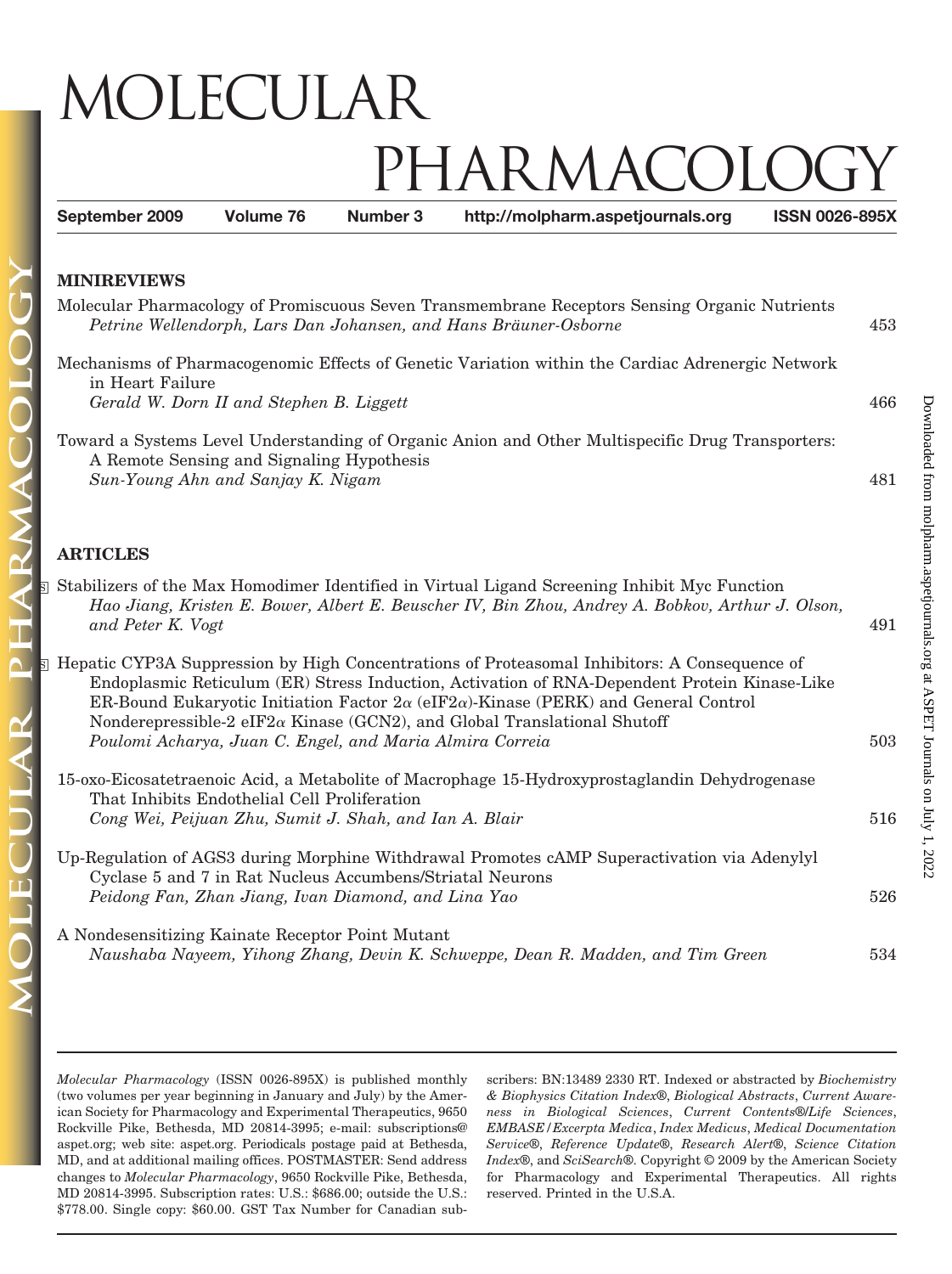# MOLECULAR PHARMACOLOGY

**September 2009** **Volume 76** **Number 3** **http://molpharm.aspetjournals.org** **ISSN 0026-895X**

## MINIREVIEWS

Molecular Pharmacology of Promiscuous Seven Transmembrane Receptors Sensing Organic Nutrients
*Petrine Wellendorph, Lars Dan Johansen, and Hans Bräuner-Osborne* — 453

Mechanisms of Pharmacogenomic Effects of Genetic Variation within the Cardiac Adrenergic Network in Heart Failure
*Gerald W. Dorn II and Stephen B. Liggett* — 466

Toward a Systems Level Understanding of Organic Anion and Other Multispecific Drug Transporters: A Remote Sensing and Signaling Hypothesis
*Sun-Young Ahn and Sanjay K. Nigam* — 481

## ARTICLES

S Stabilizers of the Max Homodimer Identified in Virtual Ligand Screening Inhibit Myc Function
*Hao Jiang, Kristen E. Bower, Albert E. Beuscher IV, Bin Zhou, Andrey A. Bobkov, Arthur J. Olson, and Peter K. Vogt* — 491

S Hepatic CYP3A Suppression by High Concentrations of Proteasomal Inhibitors: A Consequence of Endoplasmic Reticulum (ER) Stress Induction, Activation of RNA-Dependent Protein Kinase-Like ER-Bound Eukaryotic Initiation Factor 2$\alpha$ (eIF2$\alpha$)-Kinase (PERK) and General Control Nonderepressible-2 eIF2$\alpha$ Kinase (GCN2), and Global Translational Shutoff
*Poulomi Acharya, Juan C. Engel, and Maria Almira Correia* — 503

15-oxo-Eicosatetraenoic Acid, a Metabolite of Macrophage 15-Hydroxyprostaglandin Dehydrogenase That Inhibits Endothelial Cell Proliferation
*Cong Wei, Peijuan Zhu, Sumit J. Shah, and Ian A. Blair* — 516

Up-Regulation of AGS3 during Morphine Withdrawal Promotes cAMP Superactivation via Adenylyl Cyclase 5 and 7 in Rat Nucleus Accumbens/Striatal Neurons
*Peidong Fan, Zhan Jiang, Ivan Diamond, and Lina Yao* — 526

A Nondesensitizing Kainate Receptor Point Mutant
*Naushaba Nayeem, Yihong Zhang, Devin K. Schweppe, Dean R. Madden, and Tim Green* — 534

*Molecular Pharmacology* (ISSN 0026-895X) is published monthly (two volumes per year beginning in January and July) by the American Society for Pharmacology and Experimental Therapeutics, 9650 Rockville Pike, Bethesda, MD 20814-3995; e-mail: subscriptions@aspet.org; web site: aspet.org. Periodicals postage paid at Bethesda, MD, and at additional mailing offices. POSTMASTER: Send address changes to *Molecular Pharmacology*, 9650 Rockville Pike, Bethesda, MD 20814-3995. Subscription rates: U.S.: $686.00; outside the U.S.: $778.00. Single copy: $60.00. GST Tax Number for Canadian subscribers: BN:13489 2330 RT. Indexed or abstracted by *Biochemistry & Biophysics Citation Index®*, *Biological Abstracts*, *Current Awareness in Biological Sciences*, *Current Contents®/Life Sciences*, *EMBASE/Excerpta Medica*, *Index Medicus*, *Medical Documentation Service®*, *Reference Update®*, *Research Alert®*, *Science Citation Index®*, and *SciSearch®*. Copyright © 2009 by the American Society for Pharmacology and Experimental Therapeutics. All rights reserved. Printed in the U.S.A.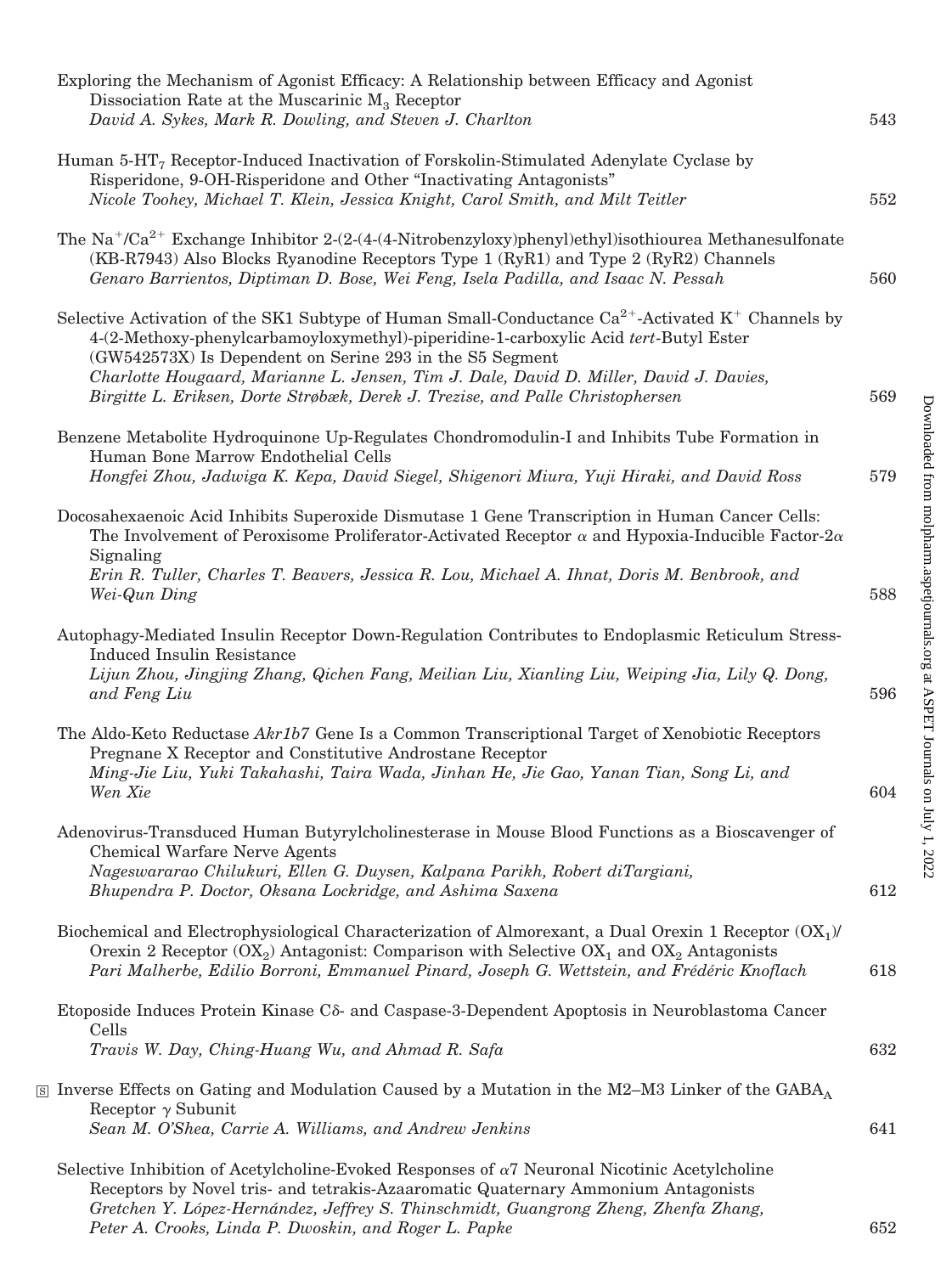Exploring the Mechanism of Agonist Efficacy: A Relationship between Efficacy and Agonist Dissociation Rate at the Muscarinic $M_3$ Receptor
*David A. Sykes, Mark R. Dowling, and Steven J. Charlton* 543

Human 5-$HT_7$ Receptor-Induced Inactivation of Forskolin-Stimulated Adenylate Cyclase by Risperidone, 9-OH-Risperidone and Other "Inactivating Antagonists"
*Nicole Toohey, Michael T. Klein, Jessica Knight, Carol Smith, and Milt Teitler* 552

The $Na^+$/$Ca^{2+}$ Exchange Inhibitor 2-(2-(4-(4-Nitrobenzyloxy)phenyl)ethyl)isothiourea Methanesulfonate (KB-R7943) Also Blocks Ryanodine Receptors Type 1 (RyR1) and Type 2 (RyR2) Channels
*Genaro Barrientos, Diptiman D. Bose, Wei Feng, Isela Padilla, and Isaac N. Pessah* 560

Selective Activation of the SK1 Subtype of Human Small-Conductance $Ca^{2+}$-Activated $K^+$ Channels by 4-(2-Methoxy-phenylcarbamoyloxymethyl)-piperidine-1-carboxylic Acid *tert*-Butyl Ester (GW542573X) Is Dependent on Serine 293 in the S5 Segment
*Charlotte Hougaard, Marianne L. Jensen, Tim J. Dale, David D. Miller, David J. Davies, Birgitte L. Eriksen, Dorte Strøbæk, Derek J. Trezise, and Palle Christophersen* 569

Benzene Metabolite Hydroquinone Up-Regulates Chondromodulin-I and Inhibits Tube Formation in Human Bone Marrow Endothelial Cells
*Hongfei Zhou, Jadwiga K. Kepa, David Siegel, Shigenori Miura, Yuji Hiraki, and David Ross* 579

Docosahexaenoic Acid Inhibits Superoxide Dismutase 1 Gene Transcription in Human Cancer Cells: The Involvement of Peroxisome Proliferator-Activated Receptor $\alpha$ and Hypoxia-Inducible Factor-2$\alpha$ Signaling
*Erin R. Tuller, Charles T. Beavers, Jessica R. Lou, Michael A. Ihnat, Doris M. Benbrook, and Wei-Qun Ding* 588

Autophagy-Mediated Insulin Receptor Down-Regulation Contributes to Endoplasmic Reticulum Stress-Induced Insulin Resistance
*Lijun Zhou, Jingjing Zhang, Qichen Fang, Meilian Liu, Xianling Liu, Weiping Jia, Lily Q. Dong, and Feng Liu* 596

The Aldo-Keto Reductase *Akr1b7* Gene Is a Common Transcriptional Target of Xenobiotic Receptors Pregnane X Receptor and Constitutive Androstane Receptor
*Ming-Jie Liu, Yuki Takahashi, Taira Wada, Jinhan He, Jie Gao, Yanan Tian, Song Li, and Wen Xie* 604

Adenovirus-Transduced Human Butyrylcholinesterase in Mouse Blood Functions as a Bioscavenger of Chemical Warfare Nerve Agents
*Nageswararao Chilukuri, Ellen G. Duysen, Kalpana Parikh, Robert diTargiani, Bhupendra P. Doctor, Oksana Lockridge, and Ashima Saxena* 612

Biochemical and Electrophysiological Characterization of Almorexant, a Dual Orexin 1 Receptor ($OX_1$)/Orexin 2 Receptor ($OX_2$) Antagonist: Comparison with Selective $OX_1$ and $OX_2$ Antagonists
*Pari Malherbe, Edilio Borroni, Emmanuel Pinard, Joseph G. Wettstein, and Frédéric Knoflach* 618

Etoposide Induces Protein Kinase Cδ- and Caspase-3-Dependent Apoptosis in Neuroblastoma Cancer Cells
*Travis W. Day, Ching-Huang Wu, and Ahmad R. Safa* 632

S Inverse Effects on Gating and Modulation Caused by a Mutation in the M2–M3 Linker of the $GABA_A$ Receptor $\gamma$ Subunit
*Sean M. O'Shea, Carrie A. Williams, and Andrew Jenkins* 641

Selective Inhibition of Acetylcholine-Evoked Responses of $\alpha$7 Neuronal Nicotinic Acetylcholine Receptors by Novel tris- and tetrakis-Azaaromatic Quaternary Ammonium Antagonists
*Gretchen Y. López-Hernández, Jeffrey S. Thinschmidt, Guangrong Zheng, Zhenfa Zhang, Peter A. Crooks, Linda P. Dwoskin, and Roger L. Papke* 652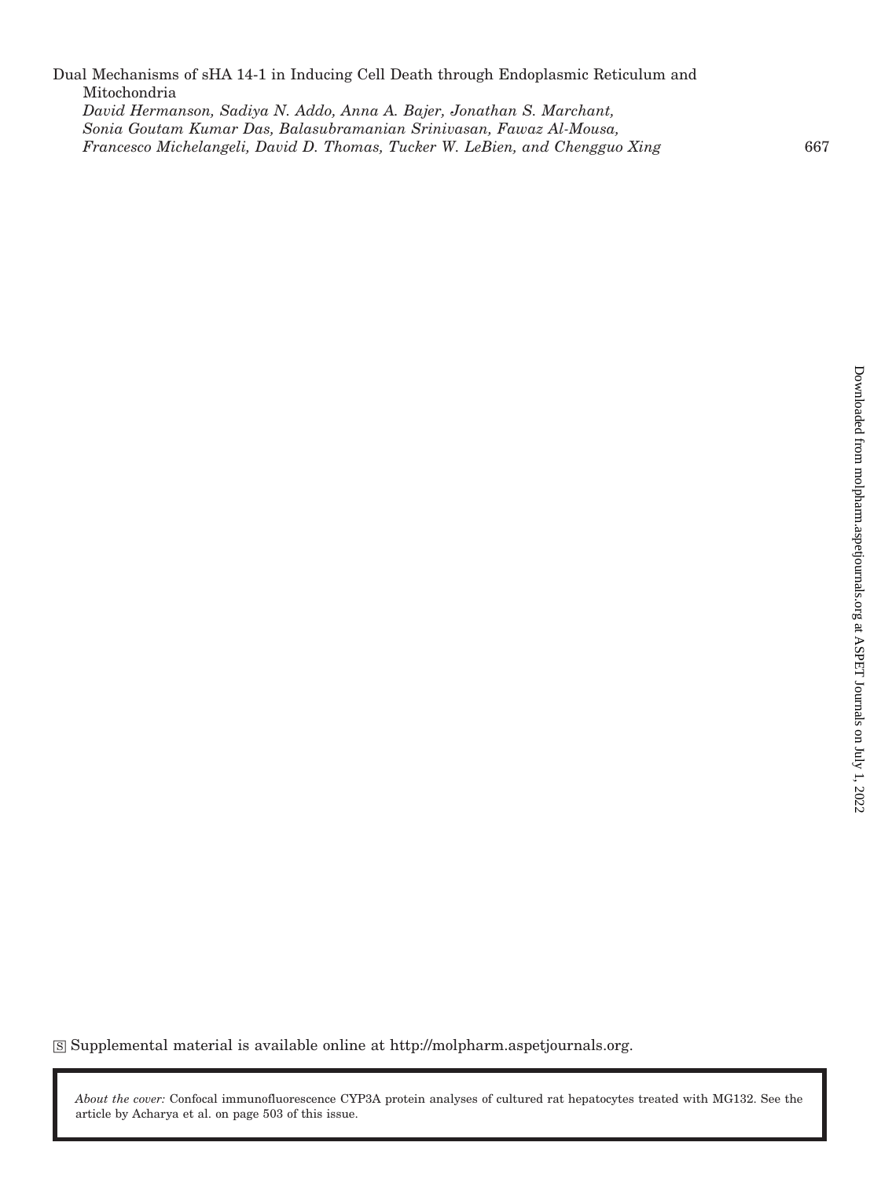Dual Mechanisms of sHA 14-1 in Inducing Cell Death through Endoplasmic Reticulum and Mitochondria
*David Hermanson, Sadiya N. Addo, Anna A. Bajer, Jonathan S. Marchant, Sonia Goutam Kumar Das, Balasubramanian Srinivasan, Fawaz Al-Mousa, Francesco Michelangeli, David D. Thomas, Tucker W. LeBien, and Chengguo Xing* 667

Ⓢ Supplemental material is available online at http://molpharm.aspetjournals.org.

*About the cover:* Confocal immunofluorescence CYP3A protein analyses of cultured rat hepatocytes treated with MG132. See the article by Acharya et al. on page 503 of this issue.